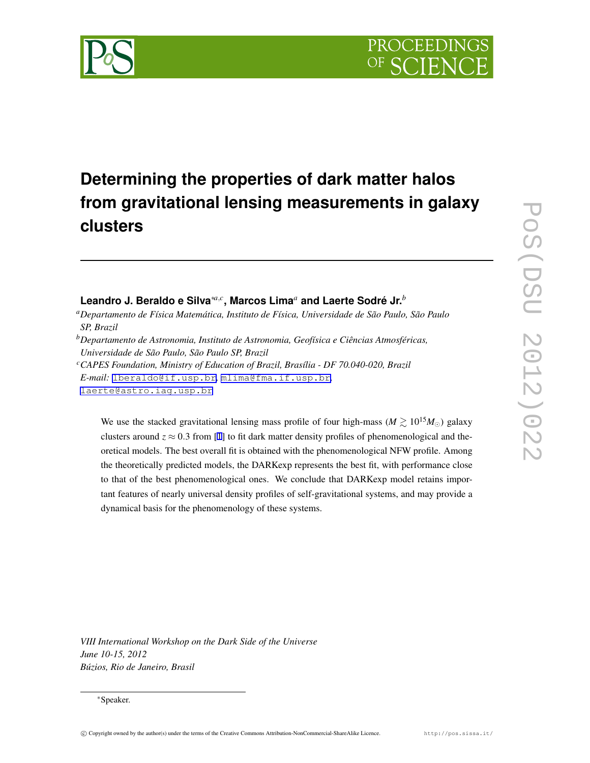# Determining the properties of dark matter halos from gravitational lensing measurements in galaxy clusters

**Leandro J. Beraldo e Silva**[*a,c], **Marcos Lima**[a] **and Laerte Sodré Jr.**[b]

[a] *Departamento de Física Matemática, Instituto de Física, Universidade de São Paulo, São Paulo SP, Brazil*

[b] *Departamento de Astronomia, Instituto de Astronomia, Geofísica e Ciências Atmosféricas, Universidade de São Paulo, São Paulo SP, Brazil*

[c] *CAPES Foundation, Ministry of Education of Brazil, Brasília - DF 70.040-020, Brazil*

*E-mail:* lberaldo@if.usp.br, mlima@fma.if.usp.br, laerte@astro.iag.usp.br

We use the stacked gravitational lensing mass profile of four high-mass ($M \gtrsim 10^{15} M_{\odot}$) galaxy clusters around $z \approx 0.3$ from [1] to fit dark matter density profiles of phenomenological and theoretical models. The best overall fit is obtained with the phenomenological NFW profile. Among the theoretically predicted models, the DARKexp represents the best fit, with performance close to that of the best phenomenological ones. We conclude that DARKexp model retains important features of nearly universal density profiles of self-gravitational systems, and may provide a dynamical basis for the phenomenology of these systems.

*VIII International Workshop on the Dark Side of the Universe*
*June 10-15, 2012*
*Búzios, Rio de Janeiro, Brasil*

[*] Speaker.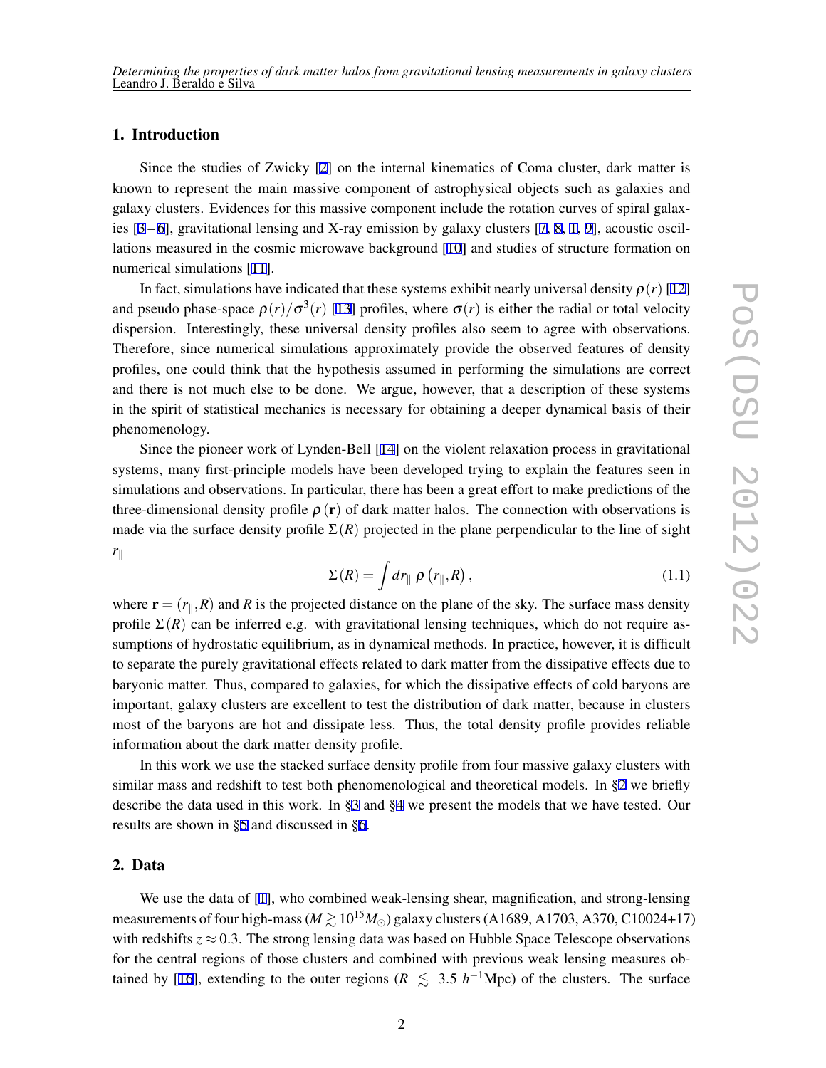## 1. Introduction

Since the studies of Zwicky [2] on the internal kinematics of Coma cluster, dark matter is known to represent the main massive component of astrophysical objects such as galaxies and galaxy clusters. Evidences for this massive component include the rotation curves of spiral galaxies [3–6], gravitational lensing and X-ray emission by galaxy clusters [7, 8, 1, 9], acoustic oscillations measured in the cosmic microwave background [10] and studies of structure formation on numerical simulations [11].

In fact, simulations have indicated that these systems exhibit nearly universal density $\rho(r)$ [12] and pseudo phase-space $\rho(r)/\sigma^3(r)$ [13] profiles, where $\sigma(r)$ is either the radial or total velocity dispersion. Interestingly, these universal density profiles also seem to agree with observations. Therefore, since numerical simulations approximately provide the observed features of density profiles, one could think that the hypothesis assumed in performing the simulations are correct and there is not much else to be done. We argue, however, that a description of these systems in the spirit of statistical mechanics is necessary for obtaining a deeper dynamical basis of their phenomenology.

Since the pioneer work of Lynden-Bell [14] on the violent relaxation process in gravitational systems, many first-principle models have been developed trying to explain the features seen in simulations and observations. In particular, there has been a great effort to make predictions of the three-dimensional density profile $\rho(\mathbf{r})$ of dark matter halos. The connection with observations is made via the surface density profile $\Sigma(R)$ projected in the plane perpendicular to the line of sight $r_\parallel$

$$\Sigma(R) = \int dr_\parallel \, \rho\left(r_\parallel, R\right), \tag{1.1}$$

where $\mathbf{r} = (r_\parallel, R)$ and $R$ is the projected distance on the plane of the sky. The surface mass density profile $\Sigma(R)$ can be inferred e.g. with gravitational lensing techniques, which do not require assumptions of hydrostatic equilibrium, as in dynamical methods. In practice, however, it is difficult to separate the purely gravitational effects related to dark matter from the dissipative effects due to baryonic matter. Thus, compared to galaxies, for which the dissipative effects of cold baryons are important, galaxy clusters are excellent to test the distribution of dark matter, because in clusters most of the baryons are hot and dissipate less. Thus, the total density profile provides reliable information about the dark matter density profile.

In this work we use the stacked surface density profile from four massive galaxy clusters with similar mass and redshift to test both phenomenological and theoretical models. In §2 we briefly describe the data used in this work. In §3 and §4 we present the models that we have tested. Our results are shown in §5 and discussed in §6.

## 2. Data

We use the data of [1], who combined weak-lensing shear, magnification, and strong-lensing measurements of four high-mass ($M \gtrsim 10^{15} M_\odot$) galaxy clusters (A1689, A1703, A370, C10024+17) with redshifts $z \approx 0.3$. The strong lensing data was based on Hubble Space Telescope observations for the central regions of those clusters and combined with previous weak lensing measures obtained by [16], extending to the outer regions ($R \lesssim 3.5\ h^{-1}$Mpc) of the clusters. The surface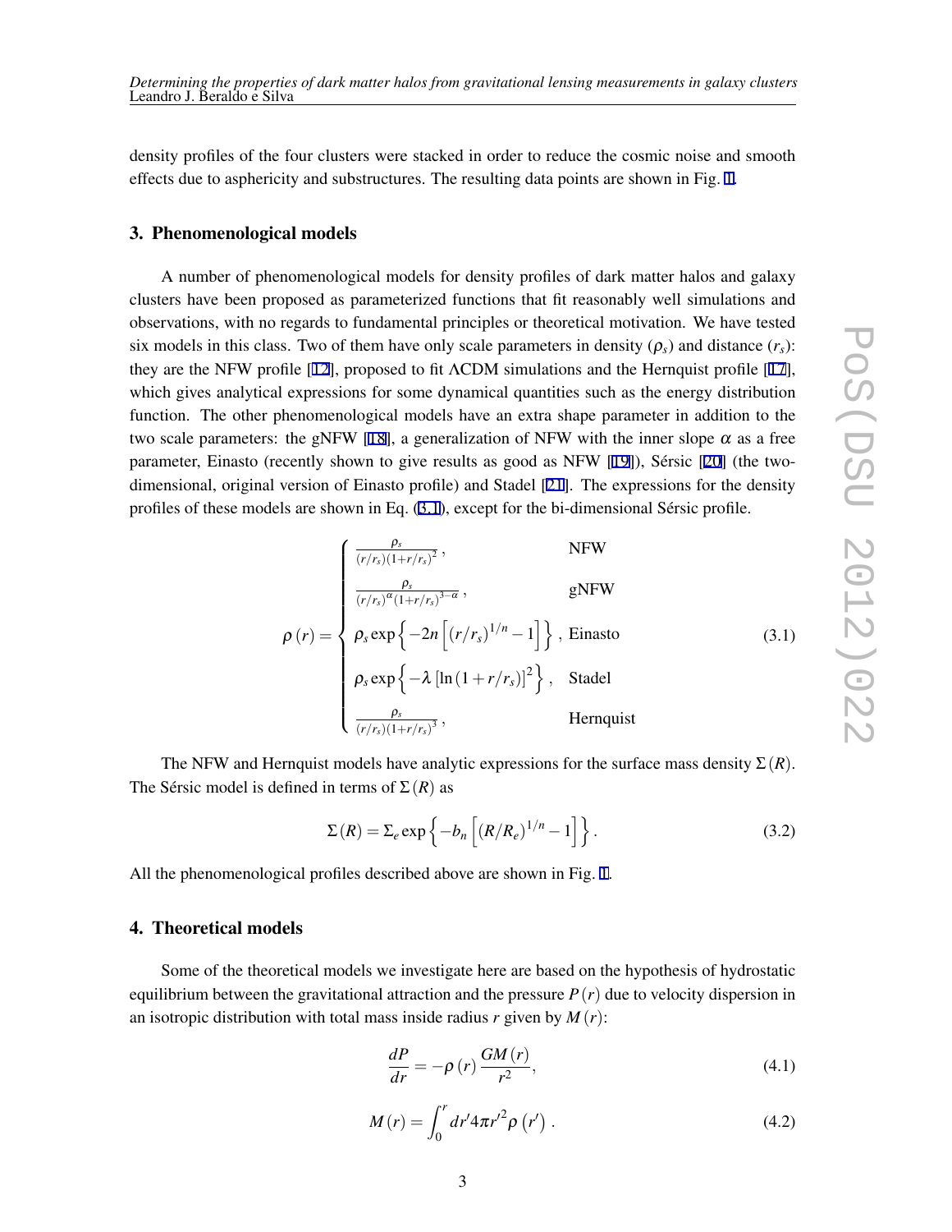density profiles of the four clusters were stacked in order to reduce the cosmic noise and smooth effects due to asphericity and substructures. The resulting data points are shown in Fig. 1.

## 3. Phenomenological models

A number of phenomenological models for density profiles of dark matter halos and galaxy clusters have been proposed as parameterized functions that fit reasonably well simulations and observations, with no regards to fundamental principles or theoretical motivation. We have tested six models in this class. Two of them have only scale parameters in density ($\rho_s$) and distance ($r_s$): they are the NFW profile [12], proposed to fit $\Lambda$CDM simulations and the Hernquist profile [17], which gives analytical expressions for some dynamical quantities such as the energy distribution function. The other phenomenological models have an extra shape parameter in addition to the two scale parameters: the gNFW [18], a generalization of NFW with the inner slope $\alpha$ as a free parameter, Einasto (recently shown to give results as good as NFW [19]), Sérsic [20] (the two-dimensional, original version of Einasto profile) and Stadel [21]. The expressions for the density profiles of these models are shown in Eq. (3.1), except for the bi-dimensional Sérsic profile.

$$\rho\left(r\right)=\begin{cases}\frac{\rho_s}{(r/r_s)(1+r/r_s)^2}\,, & \text{NFW}\\ \frac{\rho_s}{(r/r_s)^{\alpha}(1+r/r_s)^{3-\alpha}}\,, & \text{gNFW}\\ \rho_s\exp\left\{-2n\left[\left(r/r_s\right)^{1/n}-1\right]\right\}\,, & \text{Einasto}\\ \rho_s\exp\left\{-\lambda\left[\ln\left(1+r/r_s\right)\right]^2\right\}\,, & \text{Stadel}\\ \frac{\rho_s}{(r/r_s)(1+r/r_s)^3}\,, & \text{Hernquist}\end{cases} \tag{3.1}$$

The NFW and Hernquist models have analytic expressions for the surface mass density $\Sigma\left(R\right)$. The Sérsic model is defined in terms of $\Sigma\left(R\right)$ as

$$\Sigma\left(R\right)=\Sigma_e\exp\left\{-b_n\left[\left(R/R_e\right)^{1/n}-1\right]\right\}. \tag{3.2}$$

All the phenomenological profiles described above are shown in Fig. 1.

## 4. Theoretical models

Some of the theoretical models we investigate here are based on the hypothesis of hydrostatic equilibrium between the gravitational attraction and the pressure $P\left(r\right)$ due to velocity dispersion in an isotropic distribution with total mass inside radius $r$ given by $M\left(r\right)$:

$$\frac{dP}{dr}=-\rho\left(r\right)\frac{GM\left(r\right)}{r^2}, \tag{4.1}$$

$$M\left(r\right)=\int_0^r dr' 4\pi r'^2\rho\left(r'\right). \tag{4.2}$$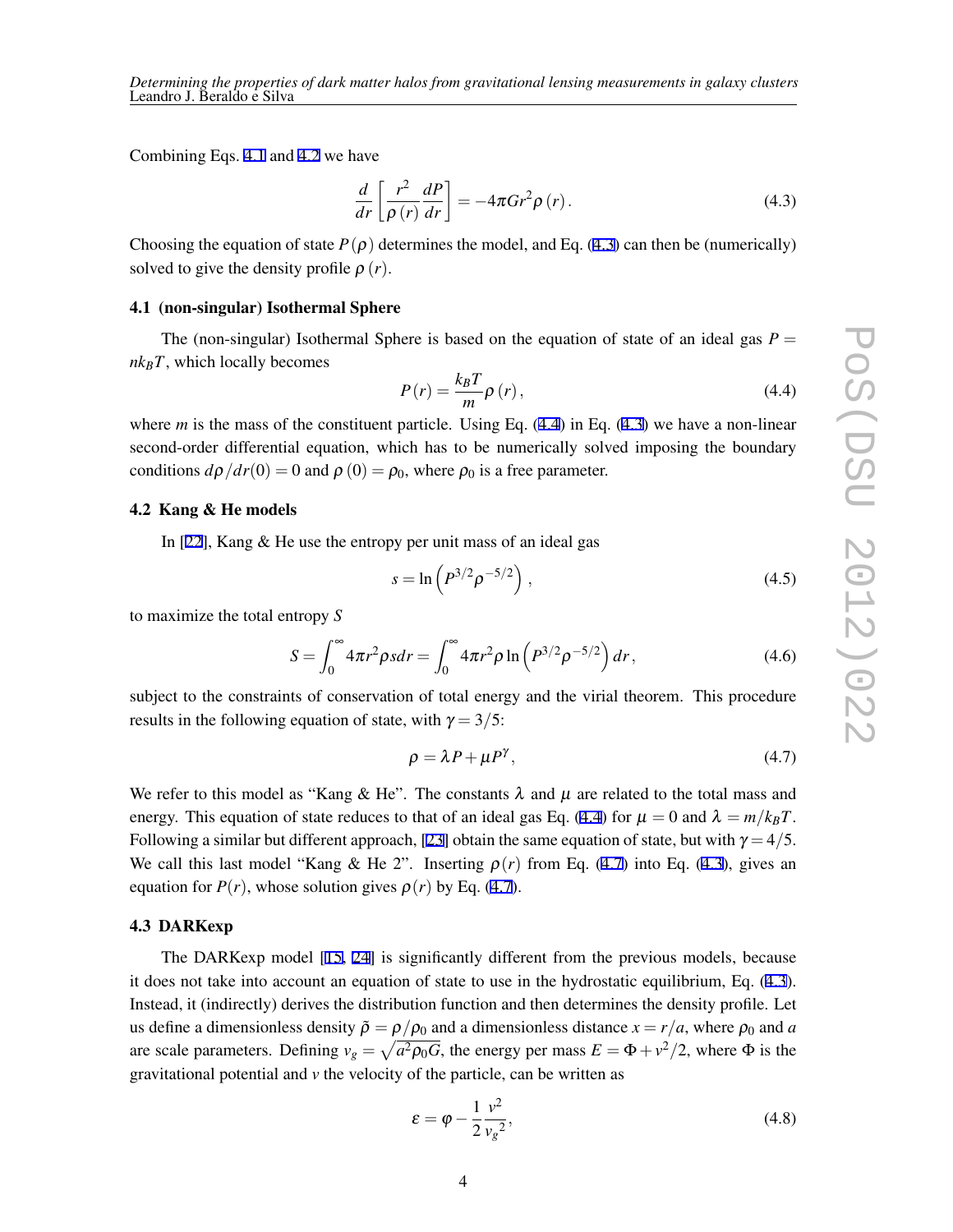Combining Eqs. 4.1 and 4.2 we have

$$\frac{d}{dr}\left[\frac{r^2}{\rho(r)}\frac{dP}{dr}\right] = -4\pi G r^2 \rho(r). \tag{4.3}$$

Choosing the equation of state $P(\rho)$ determines the model, and Eq. (4.3) can then be (numerically) solved to give the density profile $\rho(r)$.

### 4.1 (non-singular) Isothermal Sphere

The (non-singular) Isothermal Sphere is based on the equation of state of an ideal gas $P = nk_BT$, which locally becomes

$$P(r) = \frac{k_BT}{m}\rho(r), \tag{4.4}$$

where $m$ is the mass of the constituent particle. Using Eq. (4.4) in Eq. (4.3) we have a non-linear second-order differential equation, which has to be numerically solved imposing the boundary conditions $d\rho/dr(0) = 0$ and $\rho(0) = \rho_0$, where $\rho_0$ is a free parameter.

### 4.2 Kang & He models

In [22], Kang & He use the entropy per unit mass of an ideal gas

$$s = \ln\left(P^{3/2}\rho^{-5/2}\right), \tag{4.5}$$

to maximize the total entropy $S$

$$S = \int_0^\infty 4\pi r^2 \rho s dr = \int_0^\infty 4\pi r^2 \rho \ln\left(P^{3/2}\rho^{-5/2}\right) dr, \tag{4.6}$$

subject to the constraints of conservation of total energy and the virial theorem. This procedure results in the following equation of state, with $\gamma = 3/5$:

$$\rho = \lambda P + \mu P^\gamma, \tag{4.7}$$

We refer to this model as "Kang & He". The constants $\lambda$ and $\mu$ are related to the total mass and energy. This equation of state reduces to that of an ideal gas Eq. (4.4) for $\mu = 0$ and $\lambda = m/k_BT$. Following a similar but different approach, [23] obtain the same equation of state, but with $\gamma = 4/5$. We call this last model "Kang & He 2". Inserting $\rho(r)$ from Eq. (4.7) into Eq. (4.3), gives an equation for $P(r)$, whose solution gives $\rho(r)$ by Eq. (4.7).

### 4.3 DARKexp

The DARKexp model [15, 24] is significantly different from the previous models, because it does not take into account an equation of state to use in the hydrostatic equilibrium, Eq. (4.3). Instead, it (indirectly) derives the distribution function and then determines the density profile. Let us define a dimensionless density $\tilde{\rho} = \rho/\rho_0$ and a dimensionless distance $x = r/a$, where $\rho_0$ and $a$ are scale parameters. Defining $v_g = \sqrt{a^2\rho_0 G}$, the energy per mass $E = \Phi + v^2/2$, where $\Phi$ is the gravitational potential and $v$ the velocity of the particle, can be written as

$$\varepsilon = \varphi - \frac{1}{2}\frac{v^2}{{v_g}^2}, \tag{4.8}$$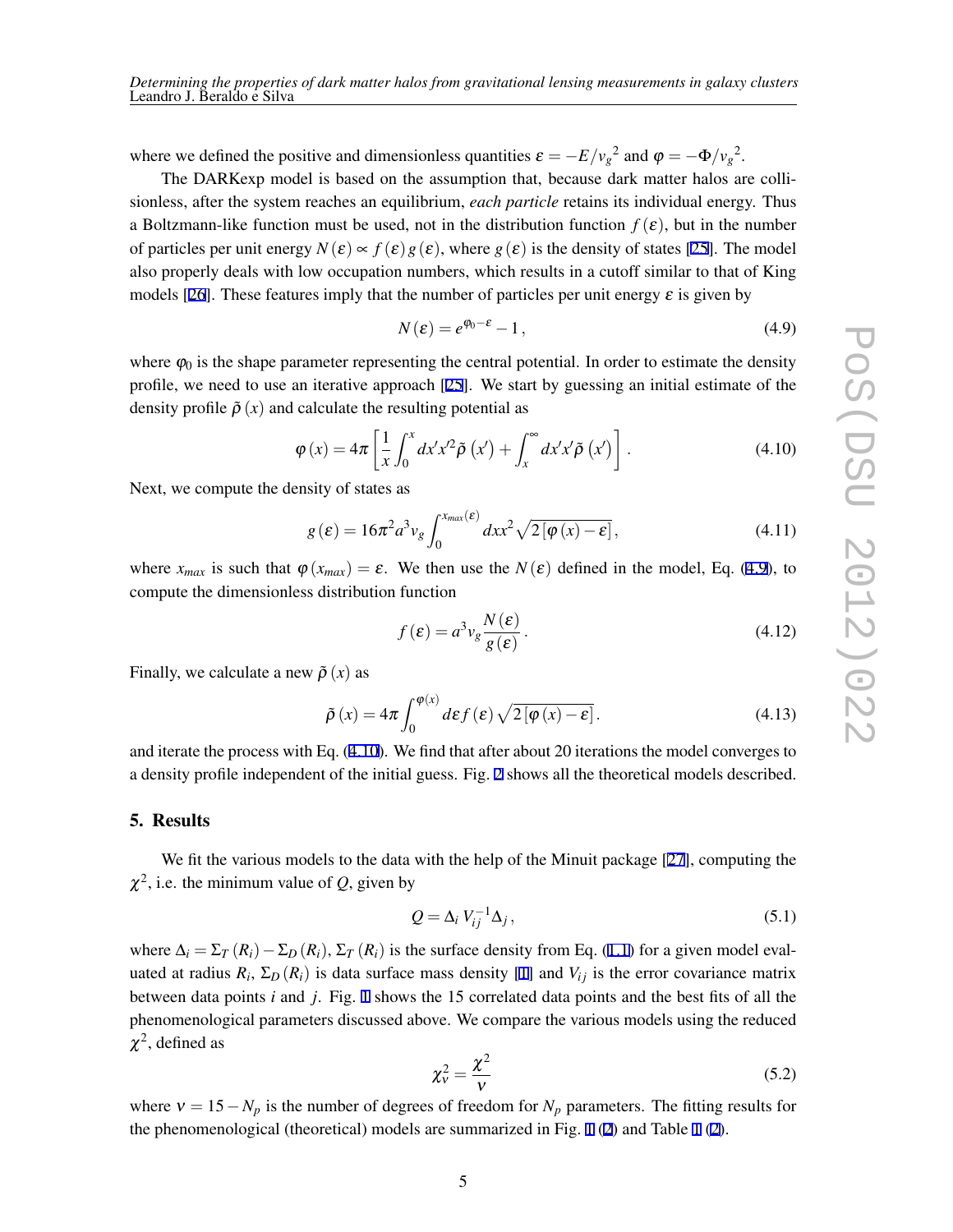where we defined the positive and dimensionless quantities $\varepsilon = -E/v_g{}^2$ and $\varphi = -\Phi/v_g{}^2$.

The DARKexp model is based on the assumption that, because dark matter halos are collisionless, after the system reaches an equilibrium, *each particle* retains its individual energy. Thus a Boltzmann-like function must be used, not in the distribution function $f(\varepsilon)$, but in the number of particles per unit energy $N(\varepsilon) \propto f(\varepsilon)\, g(\varepsilon)$, where $g(\varepsilon)$ is the density of states [25]. The model also properly deals with low occupation numbers, which results in a cutoff similar to that of King models [26]. These features imply that the number of particles per unit energy $\varepsilon$ is given by

$$N(\varepsilon) = e^{\varphi_0 - \varepsilon} - 1\,, \tag{4.9}$$

where $\varphi_0$ is the shape parameter representing the central potential. In order to estimate the density profile, we need to use an iterative approach [25]. We start by guessing an initial estimate of the density profile $\tilde{\rho}(x)$ and calculate the resulting potential as

$$\varphi(x) = 4\pi \left[ \frac{1}{x} \int_0^x dx' x'^2 \tilde{\rho}(x') + \int_x^\infty dx' x' \tilde{\rho}(x') \right]. \tag{4.10}$$

Next, we compute the density of states as

$$g(\varepsilon) = 16\pi^2 a^3 v_g \int_0^{x_{max}(\varepsilon)} dx x^2 \sqrt{2\left[\varphi(x) - \varepsilon\right]}\,, \tag{4.11}$$

where $x_{max}$ is such that $\varphi(x_{max}) = \varepsilon$. We then use the $N(\varepsilon)$ defined in the model, Eq. (4.9), to compute the dimensionless distribution function

$$f(\varepsilon) = a^3 v_g \frac{N(\varepsilon)}{g(\varepsilon)}\,. \tag{4.12}$$

Finally, we calculate a new $\tilde{\rho}(x)$ as

$$\tilde{\rho}(x) = 4\pi \int_0^{\varphi(x)} d\varepsilon f(\varepsilon) \sqrt{2\left[\varphi(x) - \varepsilon\right]}\,. \tag{4.13}$$

and iterate the process with Eq. (4.10). We find that after about 20 iterations the model converges to a density profile independent of the initial guess. Fig. 2 shows all the theoretical models described.

## 5. Results

We fit the various models to the data with the help of the Minuit package [27], computing the $\chi^2$, i.e. the minimum value of $Q$, given by

$$Q = \Delta_i\, V_{ij}^{-1} \Delta_j\,, \tag{5.1}$$

where $\Delta_i = \Sigma_T(R_i) - \Sigma_D(R_i)$, $\Sigma_T(R_i)$ is the surface density from Eq. (1.1) for a given model evaluated at radius $R_i$, $\Sigma_D(R_i)$ is data surface mass density [1] and $V_{ij}$ is the error covariance matrix between data points $i$ and $j$. Fig. 1 shows the 15 correlated data points and the best fits of all the phenomenological parameters discussed above. We compare the various models using the reduced $\chi^2$, defined as

$$\chi^2_\nu = \frac{\chi^2}{\nu} \tag{5.2}$$

where $\nu = 15 - N_p$ is the number of degrees of freedom for $N_p$ parameters. The fitting results for the phenomenological (theoretical) models are summarized in Fig. 1 (2) and Table 1 (2).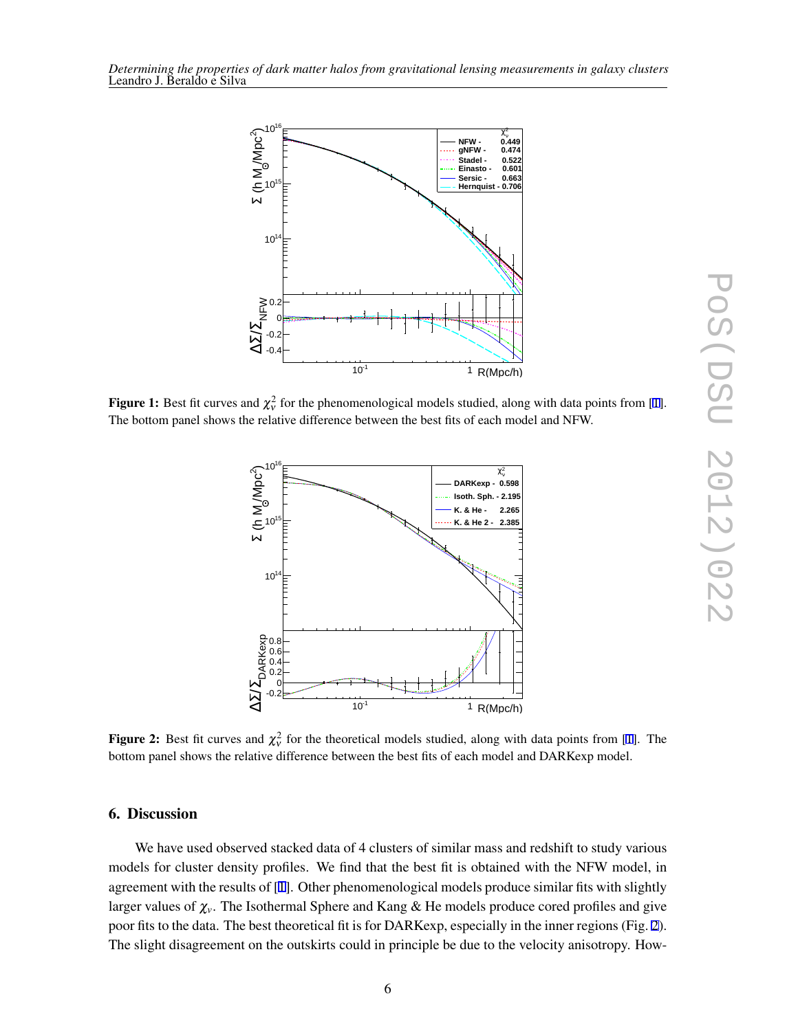**Figure 1:** Best fit curves and $\chi^2_\nu$ for the phenomenological models studied, along with data points from [1]. The bottom panel shows the relative difference between the best fits of each model and NFW.

**Figure 2:** Best fit curves and $\chi^2_\nu$ for the theoretical models studied, along with data points from [1]. The bottom panel shows the relative difference between the best fits of each model and DARKexp model.

## 6. Discussion

We have used observed stacked data of 4 clusters of similar mass and redshift to study various models for cluster density profiles. We find that the best fit is obtained with the NFW model, in agreement with the results of [1]. Other phenomenological models produce similar fits with slightly larger values of $\chi_\nu$. The Isothermal Sphere and Kang & He models produce cored profiles and give poor fits to the data. The best theoretical fit is for DARKexp, especially in the inner regions (Fig. 2). The slight disagreement on the outskirts could in principle be due to the velocity anisotropy. How-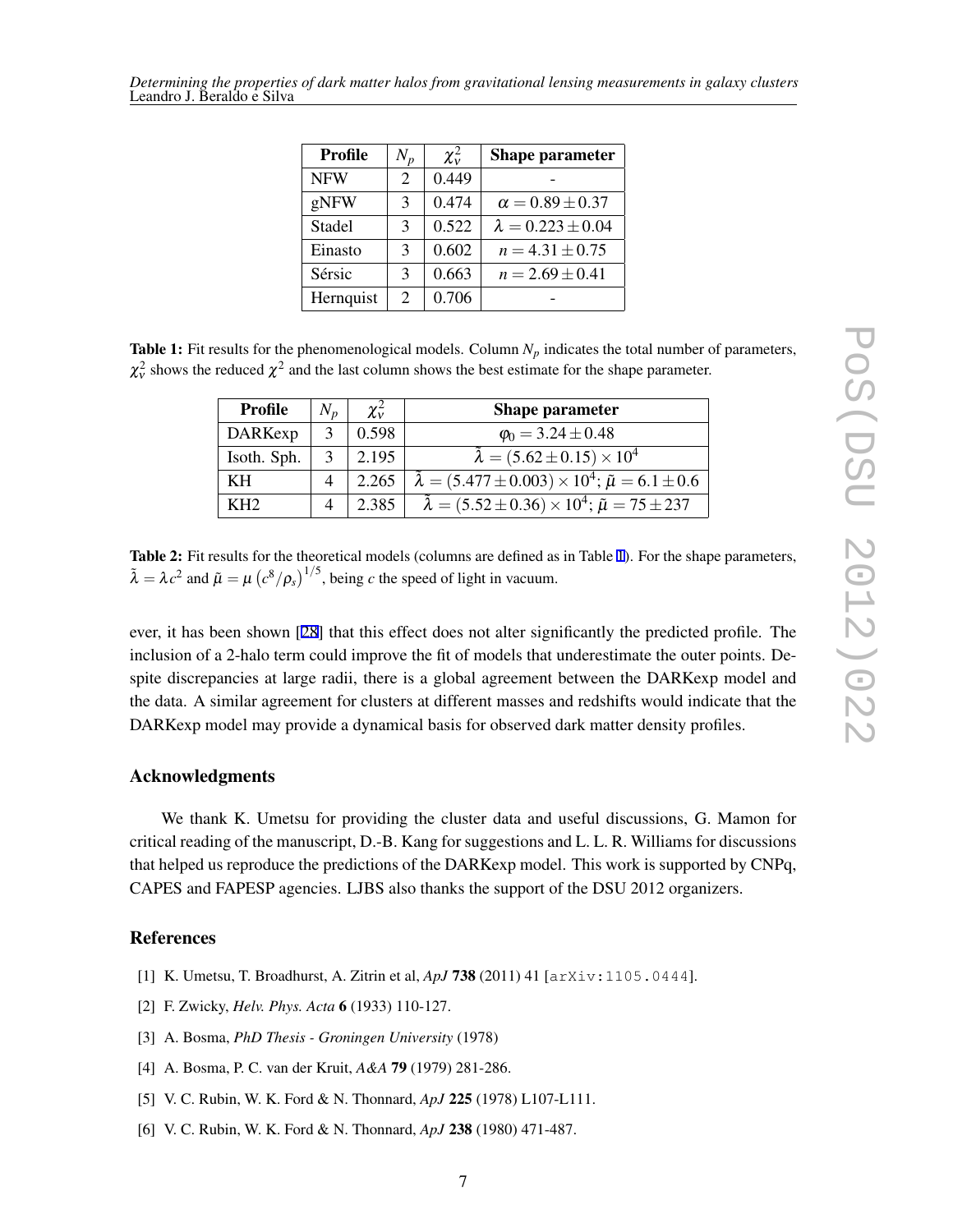| Profile | $N_p$ | $\chi^2_\nu$ | Shape parameter |
|---|---|---|---|
| NFW | 2 | 0.449 | - |
| gNFW | 3 | 0.474 | $\alpha = 0.89 \pm 0.37$ |
| Stadel | 3 | 0.522 | $\lambda = 0.223 \pm 0.04$ |
| Einasto | 3 | 0.602 | $n = 4.31 \pm 0.75$ |
| Sérsic | 3 | 0.663 | $n = 2.69 \pm 0.41$ |
| Hernquist | 2 | 0.706 | - |

**Table 1:** Fit results for the phenomenological models. Column $N_p$ indicates the total number of parameters, $\chi^2_\nu$ shows the reduced $\chi^2$ and the last column shows the best estimate for the shape parameter.

| Profile | $N_p$ | $\chi^2_\nu$ | Shape parameter |
|---|---|---|---|
| DARKexp | 3 | 0.598 | $\varphi_0 = 3.24 \pm 0.48$ |
| Isoth. Sph. | 3 | 2.195 | $\tilde{\lambda} = (5.62 \pm 0.15) \times 10^4$ |
| KH | 4 | 2.265 | $\tilde{\lambda} = (5.477 \pm 0.003) \times 10^4$; $\tilde{\mu} = 6.1 \pm 0.6$ |
| KH2 | 4 | 2.385 | $\tilde{\lambda} = (5.52 \pm 0.36) \times 10^4$; $\tilde{\mu} = 75 \pm 237$ |

**Table 2:** Fit results for the theoretical models (columns are defined as in Table 1). For the shape parameters, $\tilde{\lambda} = \lambda c^2$ and $\tilde{\mu} = \mu \left(c^8/\rho_s\right)^{1/5}$, being $c$ the speed of light in vacuum.

ever, it has been shown [28] that this effect does not alter significantly the predicted profile. The inclusion of a 2-halo term could improve the fit of models that underestimate the outer points. Despite discrepancies at large radii, there is a global agreement between the DARKexp model and the data. A similar agreement for clusters at different masses and redshifts would indicate that the DARKexp model may provide a dynamical basis for observed dark matter density profiles.

## Acknowledgments

We thank K. Umetsu for providing the cluster data and useful discussions, G. Mamon for critical reading of the manuscript, D.-B. Kang for suggestions and L. L. R. Williams for discussions that helped us reproduce the predictions of the DARKexp model. This work is supported by CNPq, CAPES and FAPESP agencies. LJBS also thanks the support of the DSU 2012 organizers.

## References

[1] K. Umetsu, T. Broadhurst, A. Zitrin et al, *ApJ* **738** (2011) 41 [arXiv:1105.0444].

[2] F. Zwicky, *Helv. Phys. Acta* **6** (1933) 110-127.

[3] A. Bosma, *PhD Thesis - Groningen University* (1978)

[4] A. Bosma, P. C. van der Kruit, *A&A* **79** (1979) 281-286.

[5] V. C. Rubin, W. K. Ford & N. Thonnard, *ApJ* **225** (1978) L107-L111.

[6] V. C. Rubin, W. K. Ford & N. Thonnard, *ApJ* **238** (1980) 471-487.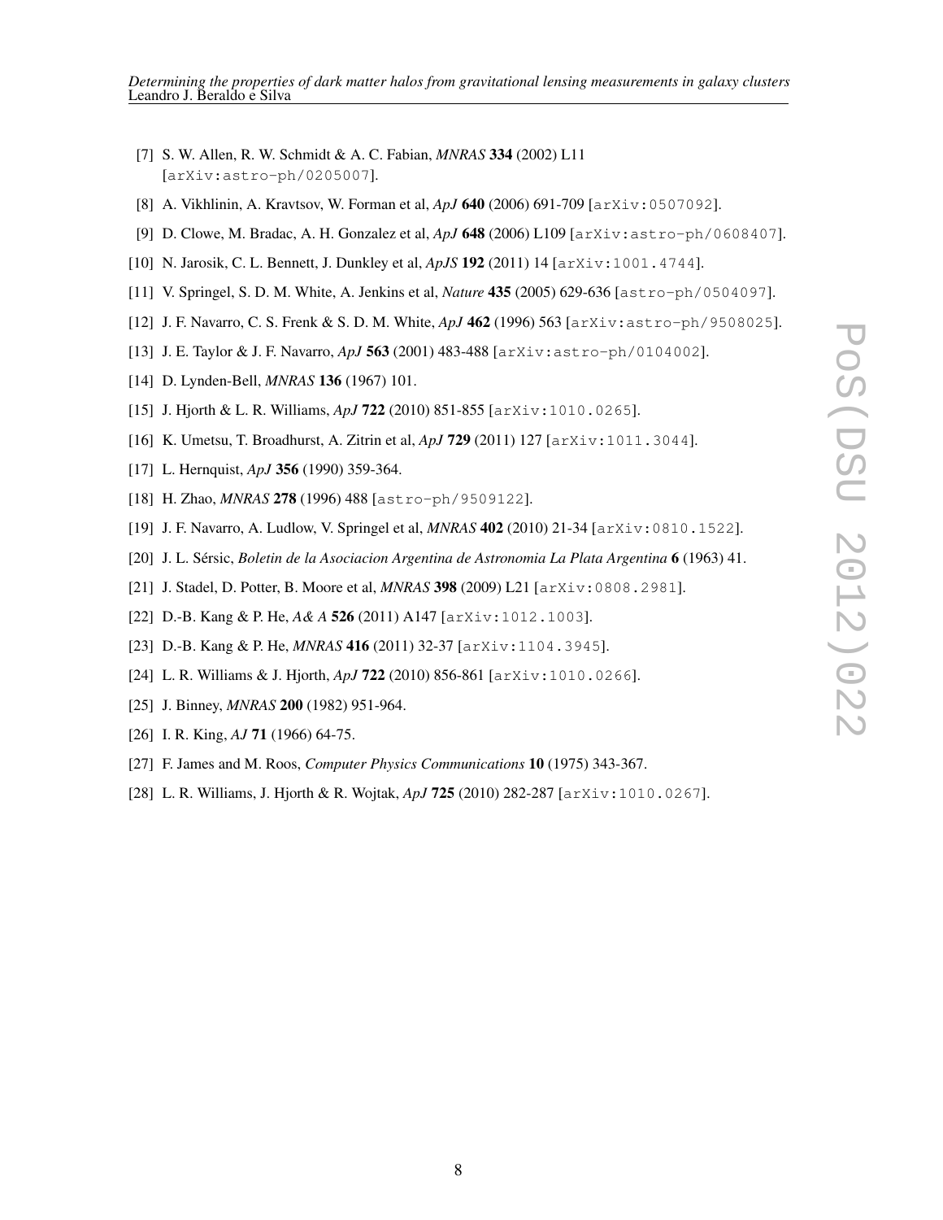[7] S. W. Allen, R. W. Schmidt & A. C. Fabian, *MNRAS* **334** (2002) L11 [arXiv:astro-ph/0205007].

[8] A. Vikhlinin, A. Kravtsov, W. Forman et al, *ApJ* **640** (2006) 691-709 [arXiv:0507092].

[9] D. Clowe, M. Bradac, A. H. Gonzalez et al, *ApJ* **648** (2006) L109 [arXiv:astro-ph/0608407].

[10] N. Jarosik, C. L. Bennett, J. Dunkley et al, *ApJS* **192** (2011) 14 [arXiv:1001.4744].

[11] V. Springel, S. D. M. White, A. Jenkins et al, *Nature* **435** (2005) 629-636 [astro-ph/0504097].

[12] J. F. Navarro, C. S. Frenk & S. D. M. White, *ApJ* **462** (1996) 563 [arXiv:astro-ph/9508025].

[13] J. E. Taylor & J. F. Navarro, *ApJ* **563** (2001) 483-488 [arXiv:astro-ph/0104002].

[14] D. Lynden-Bell, *MNRAS* **136** (1967) 101.

[15] J. Hjorth & L. R. Williams, *ApJ* **722** (2010) 851-855 [arXiv:1010.0265].

[16] K. Umetsu, T. Broadhurst, A. Zitrin et al, *ApJ* **729** (2011) 127 [arXiv:1011.3044].

[17] L. Hernquist, *ApJ* **356** (1990) 359-364.

[18] H. Zhao, *MNRAS* **278** (1996) 488 [astro-ph/9509122].

[19] J. F. Navarro, A. Ludlow, V. Springel et al, *MNRAS* **402** (2010) 21-34 [arXiv:0810.1522].

[20] J. L. Sérsic, *Boletin de la Asociacion Argentina de Astronomia La Plata Argentina* **6** (1963) 41.

[21] J. Stadel, D. Potter, B. Moore et al, *MNRAS* **398** (2009) L21 [arXiv:0808.2981].

[22] D.-B. Kang & P. He, *A& A* **526** (2011) A147 [arXiv:1012.1003].

[23] D.-B. Kang & P. He, *MNRAS* **416** (2011) 32-37 [arXiv:1104.3945].

[24] L. R. Williams & J. Hjorth, *ApJ* **722** (2010) 856-861 [arXiv:1010.0266].

[25] J. Binney, *MNRAS* **200** (1982) 951-964.

[26] I. R. King, *AJ* **71** (1966) 64-75.

[27] F. James and M. Roos, *Computer Physics Communications* **10** (1975) 343-367.

[28] L. R. Williams, J. Hjorth & R. Wojtak, *ApJ* **725** (2010) 282-287 [arXiv:1010.0267].